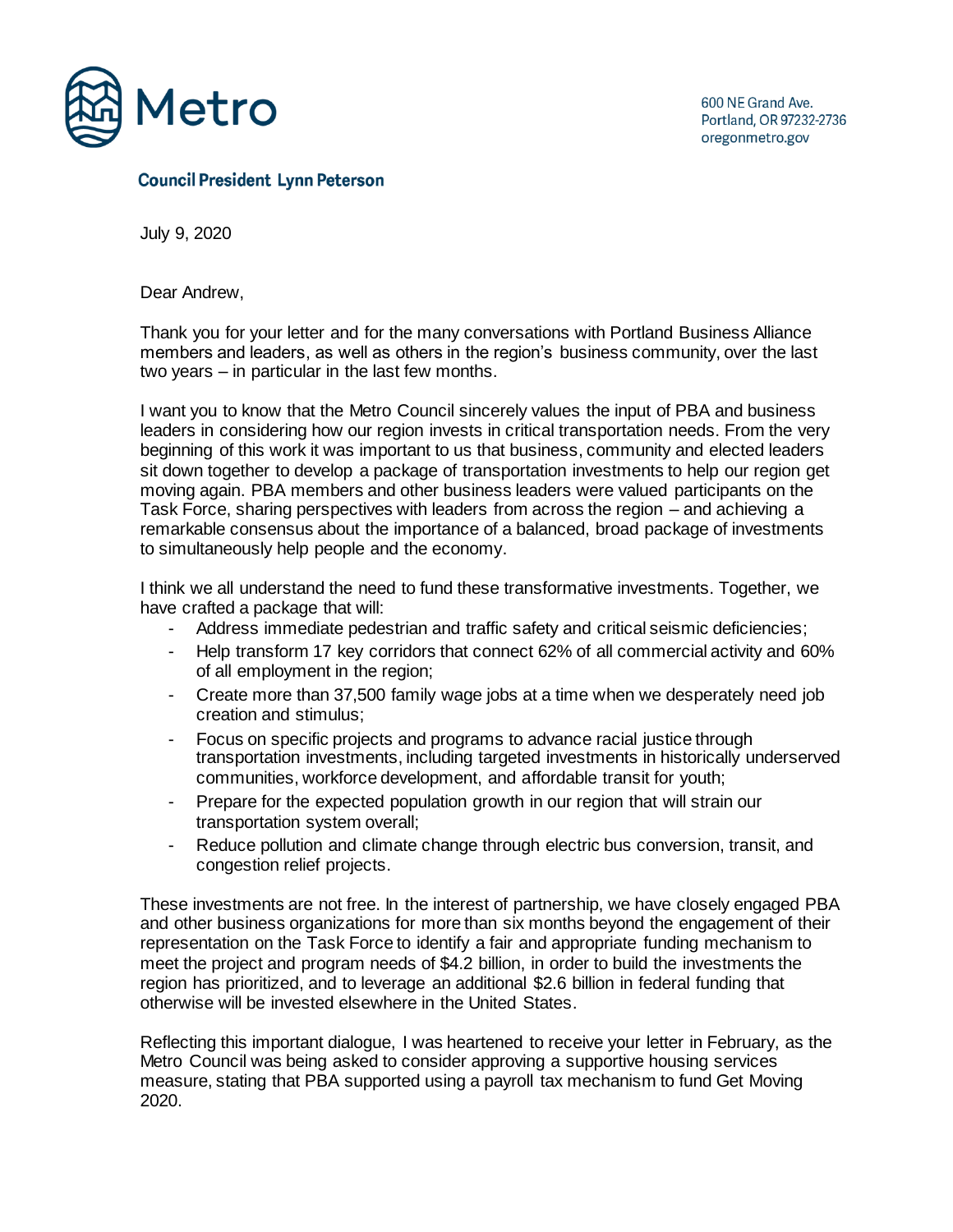Metro

600 NE Grand Ave.
Portland, OR 97232-2736
oregonmetro.gov

**Council President Lynn Peterson**

July 9, 2020

Dear Andrew,

Thank you for your letter and for the many conversations with Portland Business Alliance members and leaders, as well as others in the region's business community, over the last two years – in particular in the last few months.

I want you to know that the Metro Council sincerely values the input of PBA and business leaders in considering how our region invests in critical transportation needs. From the very beginning of this work it was important to us that business, community and elected leaders sit down together to develop a package of transportation investments to help our region get moving again. PBA members and other business leaders were valued participants on the Task Force, sharing perspectives with leaders from across the region – and achieving a remarkable consensus about the importance of a balanced, broad package of investments to simultaneously help people and the economy.

I think we all understand the need to fund these transformative investments. Together, we have crafted a package that will:

- Address immediate pedestrian and traffic safety and critical seismic deficiencies;
- Help transform 17 key corridors that connect 62% of all commercial activity and 60% of all employment in the region;
- Create more than 37,500 family wage jobs at a time when we desperately need job creation and stimulus;
- Focus on specific projects and programs to advance racial justice through transportation investments, including targeted investments in historically underserved communities, workforce development, and affordable transit for youth;
- Prepare for the expected population growth in our region that will strain our transportation system overall;
- Reduce pollution and climate change through electric bus conversion, transit, and congestion relief projects.

These investments are not free. In the interest of partnership, we have closely engaged PBA and other business organizations for more than six months beyond the engagement of their representation on the Task Force to identify a fair and appropriate funding mechanism to meet the project and program needs of $4.2 billion, in order to build the investments the region has prioritized, and to leverage an additional $2.6 billion in federal funding that otherwise will be invested elsewhere in the United States.

Reflecting this important dialogue, I was heartened to receive your letter in February, as the Metro Council was being asked to consider approving a supportive housing services measure, stating that PBA supported using a payroll tax mechanism to fund Get Moving 2020.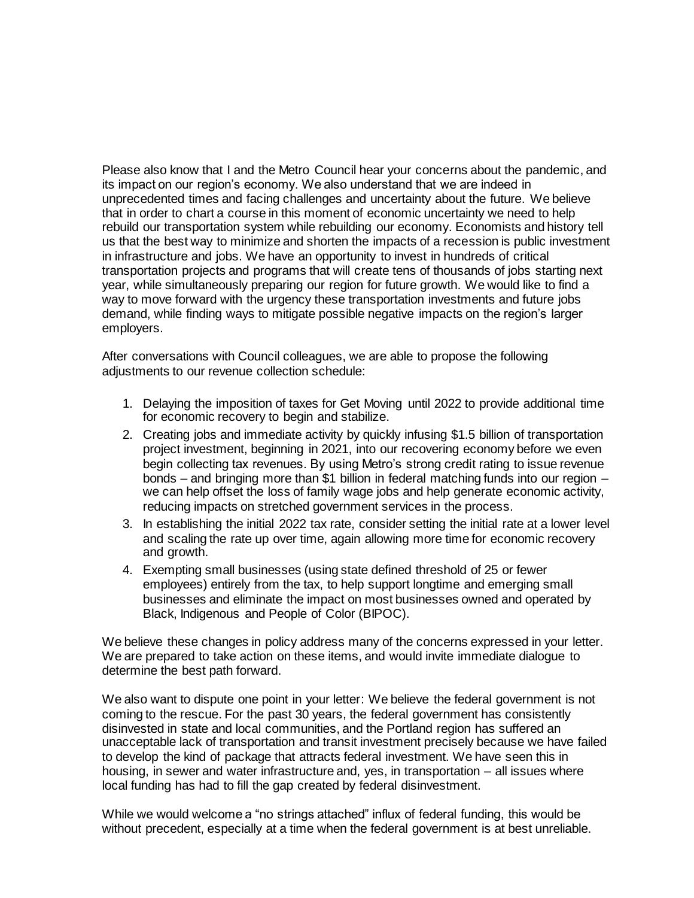Please also know that I and the Metro Council hear your concerns about the pandemic, and its impact on our region's economy. We also understand that we are indeed in unprecedented times and facing challenges and uncertainty about the future. We believe that in order to chart a course in this moment of economic uncertainty we need to help rebuild our transportation system while rebuilding our economy. Economists and history tell us that the best way to minimize and shorten the impacts of a recession is public investment in infrastructure and jobs. We have an opportunity to invest in hundreds of critical transportation projects and programs that will create tens of thousands of jobs starting next year, while simultaneously preparing our region for future growth. We would like to find a way to move forward with the urgency these transportation investments and future jobs demand, while finding ways to mitigate possible negative impacts on the region's larger employers.

After conversations with Council colleagues, we are able to propose the following adjustments to our revenue collection schedule:

1. Delaying the imposition of taxes for Get Moving until 2022 to provide additional time for economic recovery to begin and stabilize.
2. Creating jobs and immediate activity by quickly infusing $1.5 billion of transportation project investment, beginning in 2021, into our recovering economy before we even begin collecting tax revenues. By using Metro's strong credit rating to issue revenue bonds – and bringing more than $1 billion in federal matching funds into our region – we can help offset the loss of family wage jobs and help generate economic activity, reducing impacts on stretched government services in the process.
3. In establishing the initial 2022 tax rate, consider setting the initial rate at a lower level and scaling the rate up over time, again allowing more time for economic recovery and growth.
4. Exempting small businesses (using state defined threshold of 25 or fewer employees) entirely from the tax, to help support longtime and emerging small businesses and eliminate the impact on most businesses owned and operated by Black, Indigenous and People of Color (BIPOC).

We believe these changes in policy address many of the concerns expressed in your letter. We are prepared to take action on these items, and would invite immediate dialogue to determine the best path forward.

We also want to dispute one point in your letter: We believe the federal government is not coming to the rescue. For the past 30 years, the federal government has consistently disinvested in state and local communities, and the Portland region has suffered an unacceptable lack of transportation and transit investment precisely because we have failed to develop the kind of package that attracts federal investment. We have seen this in housing, in sewer and water infrastructure and, yes, in transportation – all issues where local funding has had to fill the gap created by federal disinvestment.

While we would welcome a "no strings attached" influx of federal funding, this would be without precedent, especially at a time when the federal government is at best unreliable.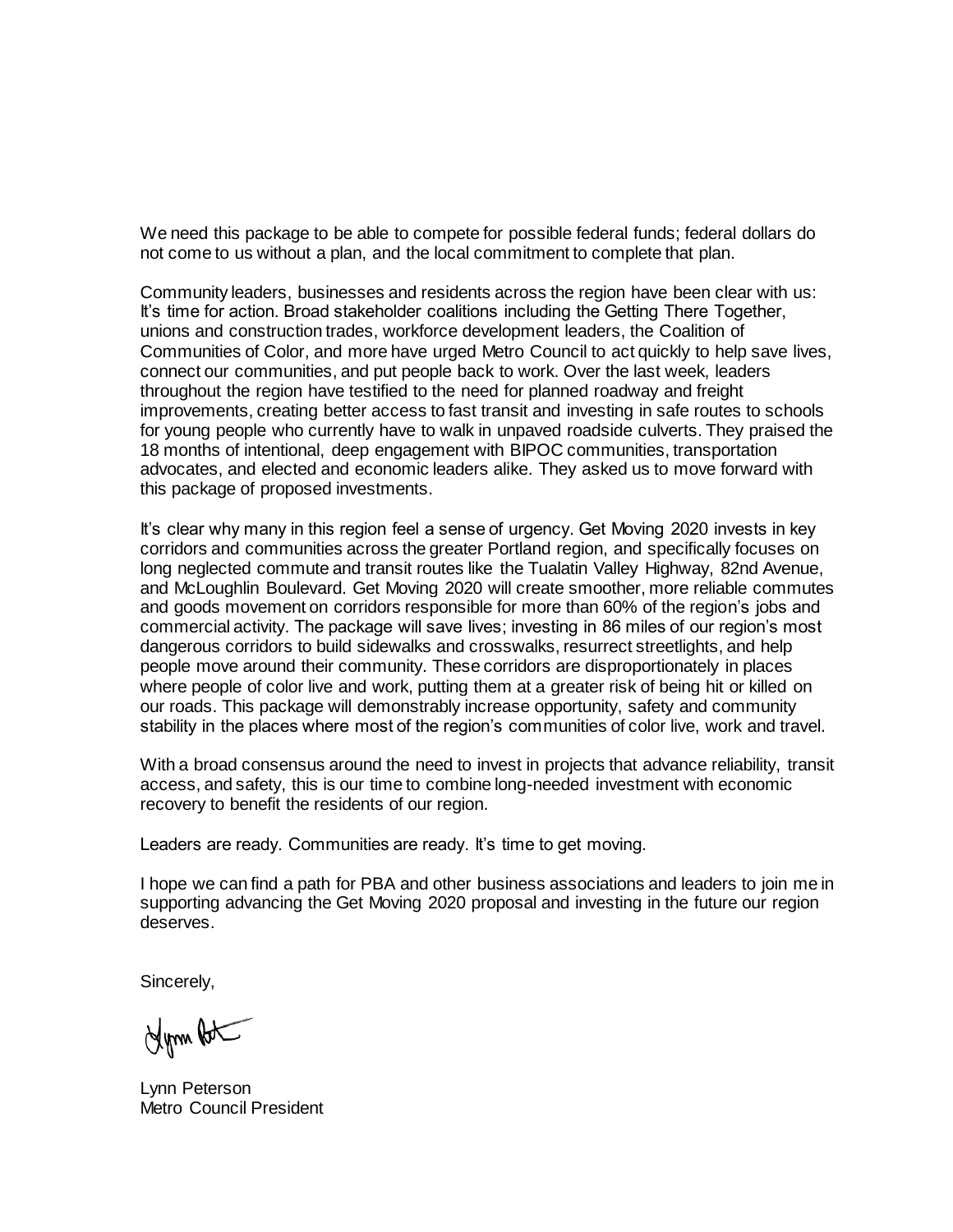We need this package to be able to compete for possible federal funds; federal dollars do not come to us without a plan, and the local commitment to complete that plan.

Community leaders, businesses and residents across the region have been clear with us: It's time for action. Broad stakeholder coalitions including the Getting There Together, unions and construction trades, workforce development leaders, the Coalition of Communities of Color, and more have urged Metro Council to act quickly to help save lives, connect our communities, and put people back to work. Over the last week, leaders throughout the region have testified to the need for planned roadway and freight improvements, creating better access to fast transit and investing in safe routes to schools for young people who currently have to walk in unpaved roadside culverts. They praised the 18 months of intentional, deep engagement with BIPOC communities, transportation advocates, and elected and economic leaders alike. They asked us to move forward with this package of proposed investments.

It's clear why many in this region feel a sense of urgency. Get Moving 2020 invests in key corridors and communities across the greater Portland region, and specifically focuses on long neglected commute and transit routes like the Tualatin Valley Highway, 82nd Avenue, and McLoughlin Boulevard. Get Moving 2020 will create smoother, more reliable commutes and goods movement on corridors responsible for more than 60% of the region's jobs and commercial activity. The package will save lives; investing in 86 miles of our region's most dangerous corridors to build sidewalks and crosswalks, resurrect streetlights, and help people move around their community. These corridors are disproportionately in places where people of color live and work, putting them at a greater risk of being hit or killed on our roads. This package will demonstrably increase opportunity, safety and community stability in the places where most of the region's communities of color live, work and travel.

With a broad consensus around the need to invest in projects that advance reliability, transit access, and safety, this is our time to combine long-needed investment with economic recovery to benefit the residents of our region.

Leaders are ready. Communities are ready. It's time to get moving.

I hope we can find a path for PBA and other business associations and leaders to join me in supporting advancing the Get Moving 2020 proposal and investing in the future our region deserves.

Sincerely,

Lynn Peterson
Metro Council President